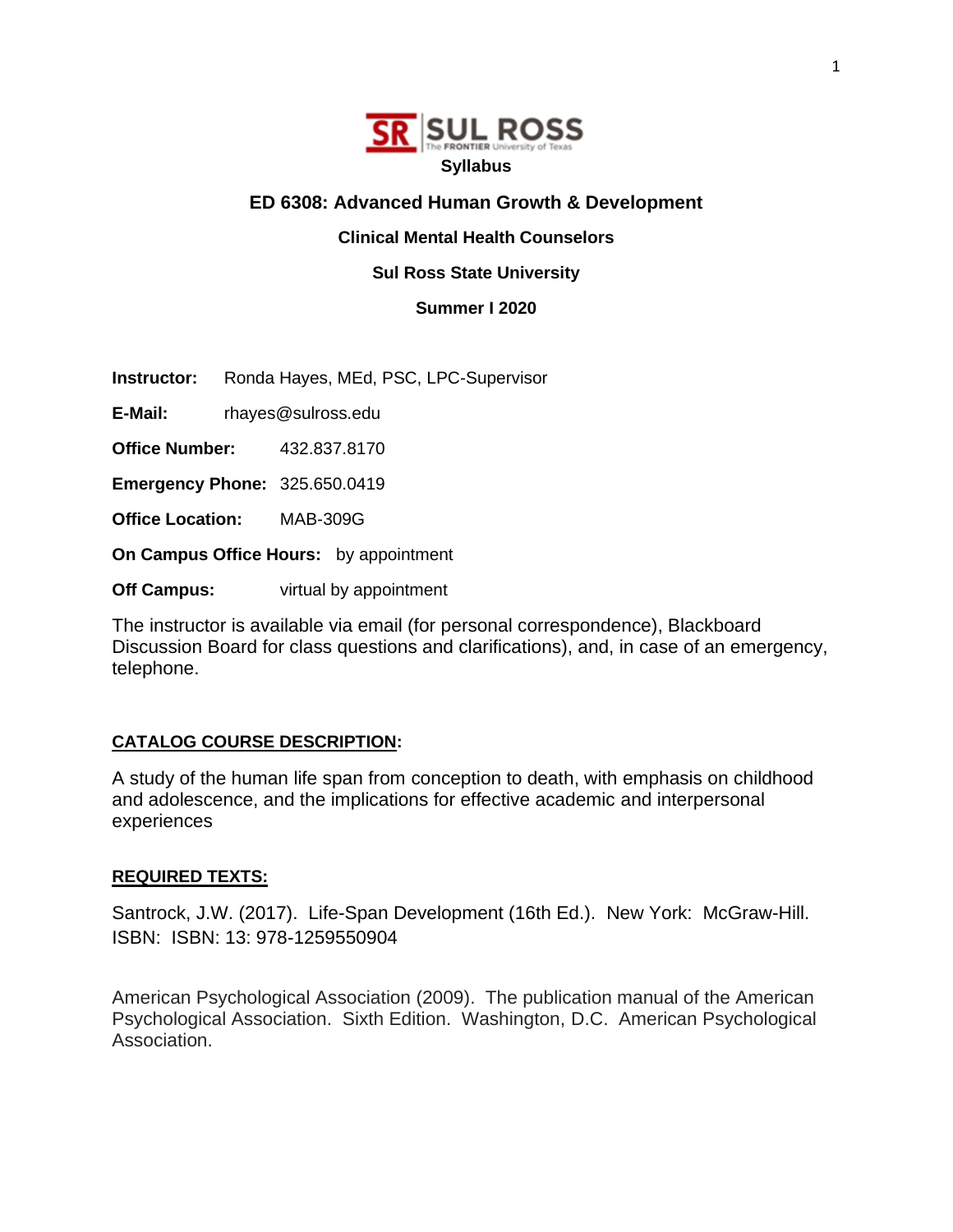**SR | SUL ROSS** The FRONTIER University of Texas

**Syllabus**

# ED 6308: Advanced Human Growth & Development

**Clinical Mental Health Counselors**

**Sul Ross State University**

**Summer I 2020**

**Instructor:** Ronda Hayes, MEd, PSC, LPC-Supervisor

**E-Mail:** rhayes@sulross.edu

**Office Number:** 432.837.8170

**Emergency Phone:** 325.650.0419

**Office Location:** MAB-309G

**On Campus Office Hours:** by appointment

**Off Campus:** virtual by appointment

The instructor is available via email (for personal correspondence), Blackboard Discussion Board for class questions and clarifications), and, in case of an emergency, telephone.

## CATALOG COURSE DESCRIPTION:

A study of the human life span from conception to death, with emphasis on childhood and adolescence, and the implications for effective academic and interpersonal experiences

## REQUIRED TEXTS:

Santrock, J.W. (2017). Life-Span Development (16th Ed.). New York: McGraw-Hill. ISBN: ISBN: 13: 978-1259550904

American Psychological Association (2009). The publication manual of the American Psychological Association. Sixth Edition. Washington, D.C. American Psychological Association.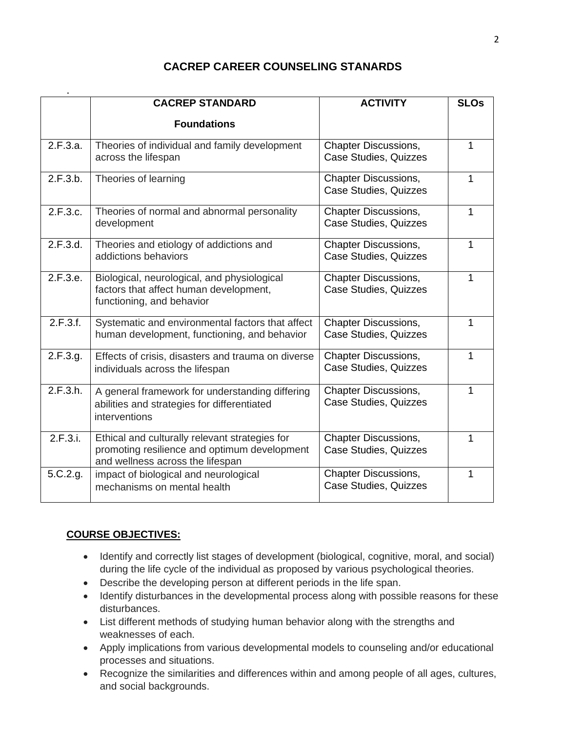## CACREP CAREER COUNSELING STANARDS

.

| | CACREP STANDARD<br>**Foundations** | ACTIVITY | SLOs |
|---|---|---|---|
| 2.F.3.a. | Theories of individual and family development across the lifespan | Chapter Discussions, Case Studies, Quizzes | 1 |
| 2.F.3.b. | Theories of learning | Chapter Discussions, Case Studies, Quizzes | 1 |
| 2.F.3.c. | Theories of normal and abnormal personality development | Chapter Discussions, Case Studies, Quizzes | 1 |
| 2.F.3.d. | Theories and etiology of addictions and addictions behaviors | Chapter Discussions, Case Studies, Quizzes | 1 |
| 2.F.3.e. | Biological, neurological, and physiological factors that affect human development, functioning, and behavior | Chapter Discussions, Case Studies, Quizzes | 1 |
| 2.F.3.f. | Systematic and environmental factors that affect human development, functioning, and behavior | Chapter Discussions, Case Studies, Quizzes | 1 |
| 2.F.3.g. | Effects of crisis, disasters and trauma on diverse individuals across the lifespan | Chapter Discussions, Case Studies, Quizzes | 1 |
| 2.F.3.h. | A general framework for understanding differing abilities and strategies for differentiated interventions | Chapter Discussions, Case Studies, Quizzes | 1 |
| 2.F.3.i. | Ethical and culturally relevant strategies for promoting resilience and optimum development and wellness across the lifespan | Chapter Discussions, Case Studies, Quizzes | 1 |
| 5.C.2.g. | impact of biological and neurological mechanisms on mental health | Chapter Discussions, Case Studies, Quizzes | 1 |

**COURSE OBJECTIVES:**

- Identify and correctly list stages of development (biological, cognitive, moral, and social) during the life cycle of the individual as proposed by various psychological theories.
- Describe the developing person at different periods in the life span.
- Identify disturbances in the developmental process along with possible reasons for these disturbances.
- List different methods of studying human behavior along with the strengths and weaknesses of each.
- Apply implications from various developmental models to counseling and/or educational processes and situations.
- Recognize the similarities and differences within and among people of all ages, cultures, and social backgrounds.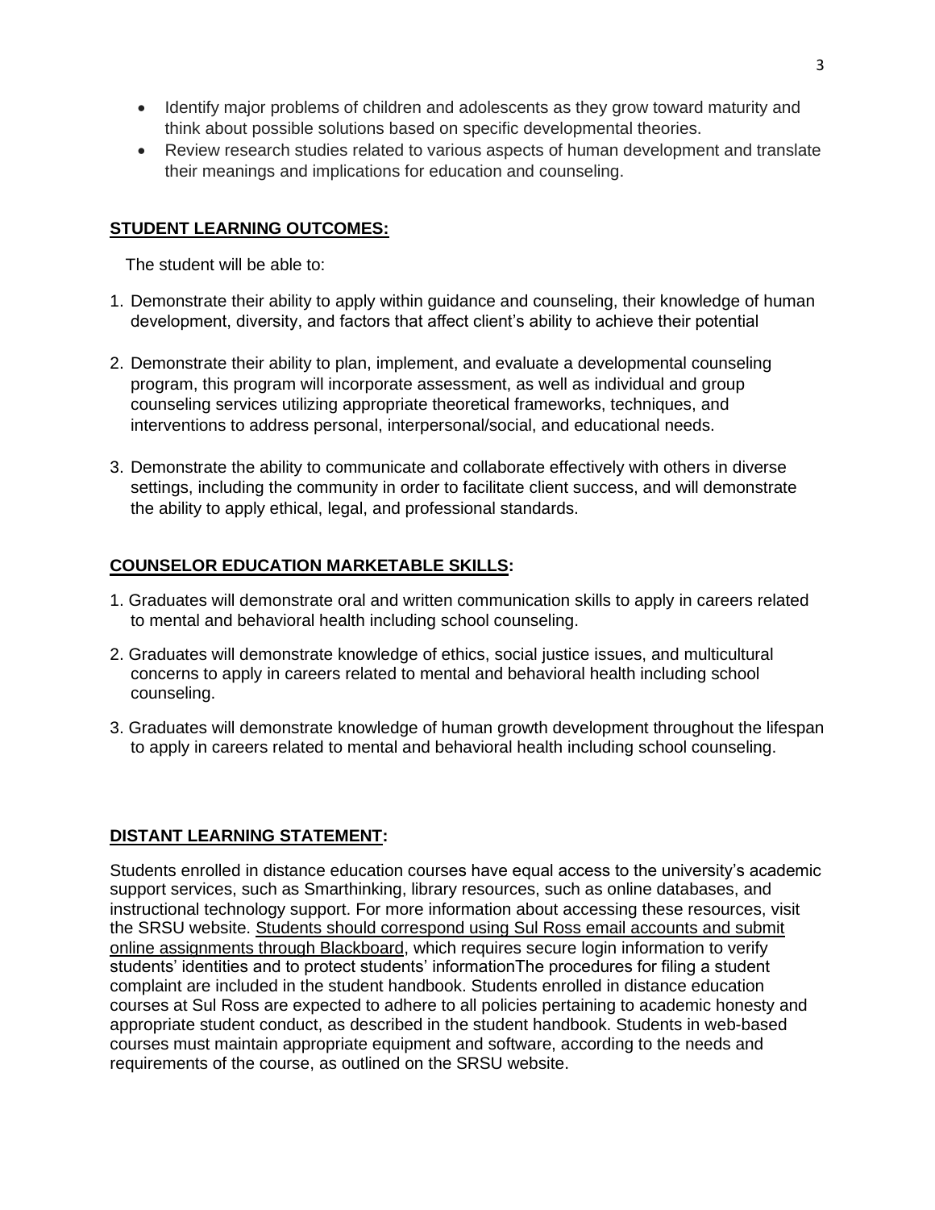- Identify major problems of children and adolescents as they grow toward maturity and think about possible solutions based on specific developmental theories.
- Review research studies related to various aspects of human development and translate their meanings and implications for education and counseling.

## STUDENT LEARNING OUTCOMES:

The student will be able to:

1. Demonstrate their ability to apply within guidance and counseling, their knowledge of human development, diversity, and factors that affect client's ability to achieve their potential

2. Demonstrate their ability to plan, implement, and evaluate a developmental counseling program, this program will incorporate assessment, as well as individual and group counseling services utilizing appropriate theoretical frameworks, techniques, and interventions to address personal, interpersonal/social, and educational needs.

3. Demonstrate the ability to communicate and collaborate effectively with others in diverse settings, including the community in order to facilitate client success, and will demonstrate the ability to apply ethical, legal, and professional standards.

## COUNSELOR EDUCATION MARKETABLE SKILLS:

1. Graduates will demonstrate oral and written communication skills to apply in careers related to mental and behavioral health including school counseling.

2. Graduates will demonstrate knowledge of ethics, social justice issues, and multicultural concerns to apply in careers related to mental and behavioral health including school counseling.

3. Graduates will demonstrate knowledge of human growth development throughout the lifespan to apply in careers related to mental and behavioral health including school counseling.

## DISTANT LEARNING STATEMENT:

Students enrolled in distance education courses have equal access to the university's academic support services, such as Smarthinking, library resources, such as online databases, and instructional technology support. For more information about accessing these resources, visit the SRSU website. Students should correspond using Sul Ross email accounts and submit online assignments through Blackboard, which requires secure login information to verify students' identities and to protect students' informationThe procedures for filing a student complaint are included in the student handbook. Students enrolled in distance education courses at Sul Ross are expected to adhere to all policies pertaining to academic honesty and appropriate student conduct, as described in the student handbook. Students in web-based courses must maintain appropriate equipment and software, according to the needs and requirements of the course, as outlined on the SRSU website.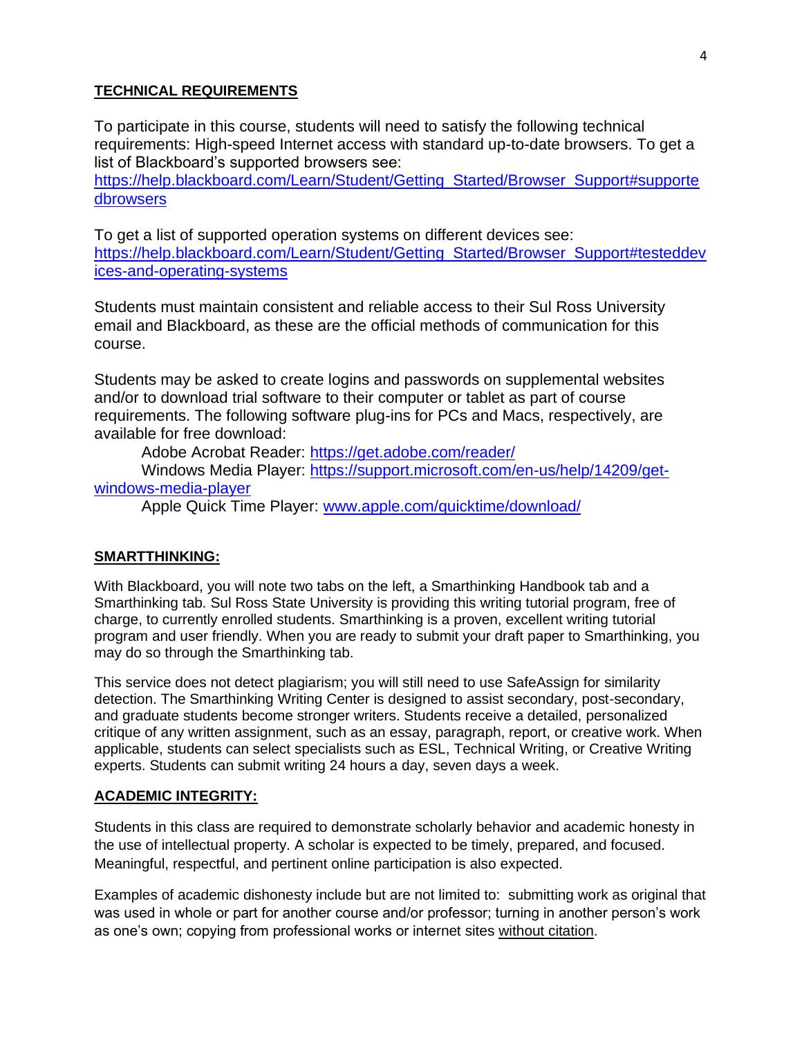## TECHNICAL REQUIREMENTS

To participate in this course, students will need to satisfy the following technical requirements: High-speed Internet access with standard up-to-date browsers. To get a list of Blackboard's supported browsers see: [https://help.blackboard.com/Learn/Student/Getting_Started/Browser_Support#supporteddbrowsers](https://help.blackboard.com/Learn/Student/Getting_Started/Browser_Support#supporteddbrowsers)

To get a list of supported operation systems on different devices see: [https://help.blackboard.com/Learn/Student/Getting_Started/Browser_Support#testeddevices-and-operating-systems](https://help.blackboard.com/Learn/Student/Getting_Started/Browser_Support#testeddevices-and-operating-systems)

Students must maintain consistent and reliable access to their Sul Ross University email and Blackboard, as these are the official methods of communication for this course.

Students may be asked to create logins and passwords on supplemental websites and/or to download trial software to their computer or tablet as part of course requirements. The following software plug-ins for PCs and Macs, respectively, are available for free download:

Adobe Acrobat Reader: [https://get.adobe.com/reader/](https://get.adobe.com/reader/)
Windows Media Player: [https://support.microsoft.com/en-us/help/14209/get-windows-media-player](https://support.microsoft.com/en-us/help/14209/get-windows-media-player)
Apple Quick Time Player: [www.apple.com/quicktime/download/](www.apple.com/quicktime/download/)

## SMARTTHINKING:

With Blackboard, you will note two tabs on the left, a Smarthinking Handbook tab and a Smarthinking tab. Sul Ross State University is providing this writing tutorial program, free of charge, to currently enrolled students. Smarthinking is a proven, excellent writing tutorial program and user friendly. When you are ready to submit your draft paper to Smarthinking, you may do so through the Smarthinking tab.

This service does not detect plagiarism; you will still need to use SafeAssign for similarity detection. The Smarthinking Writing Center is designed to assist secondary, post-secondary, and graduate students become stronger writers. Students receive a detailed, personalized critique of any written assignment, such as an essay, paragraph, report, or creative work. When applicable, students can select specialists such as ESL, Technical Writing, or Creative Writing experts. Students can submit writing 24 hours a day, seven days a week.

## ACADEMIC INTEGRITY:

Students in this class are required to demonstrate scholarly behavior and academic honesty in the use of intellectual property. A scholar is expected to be timely, prepared, and focused. Meaningful, respectful, and pertinent online participation is also expected.

Examples of academic dishonesty include but are not limited to: submitting work as original that was used in whole or part for another course and/or professor; turning in another person's work as one's own; copying from professional works or internet sites without citation.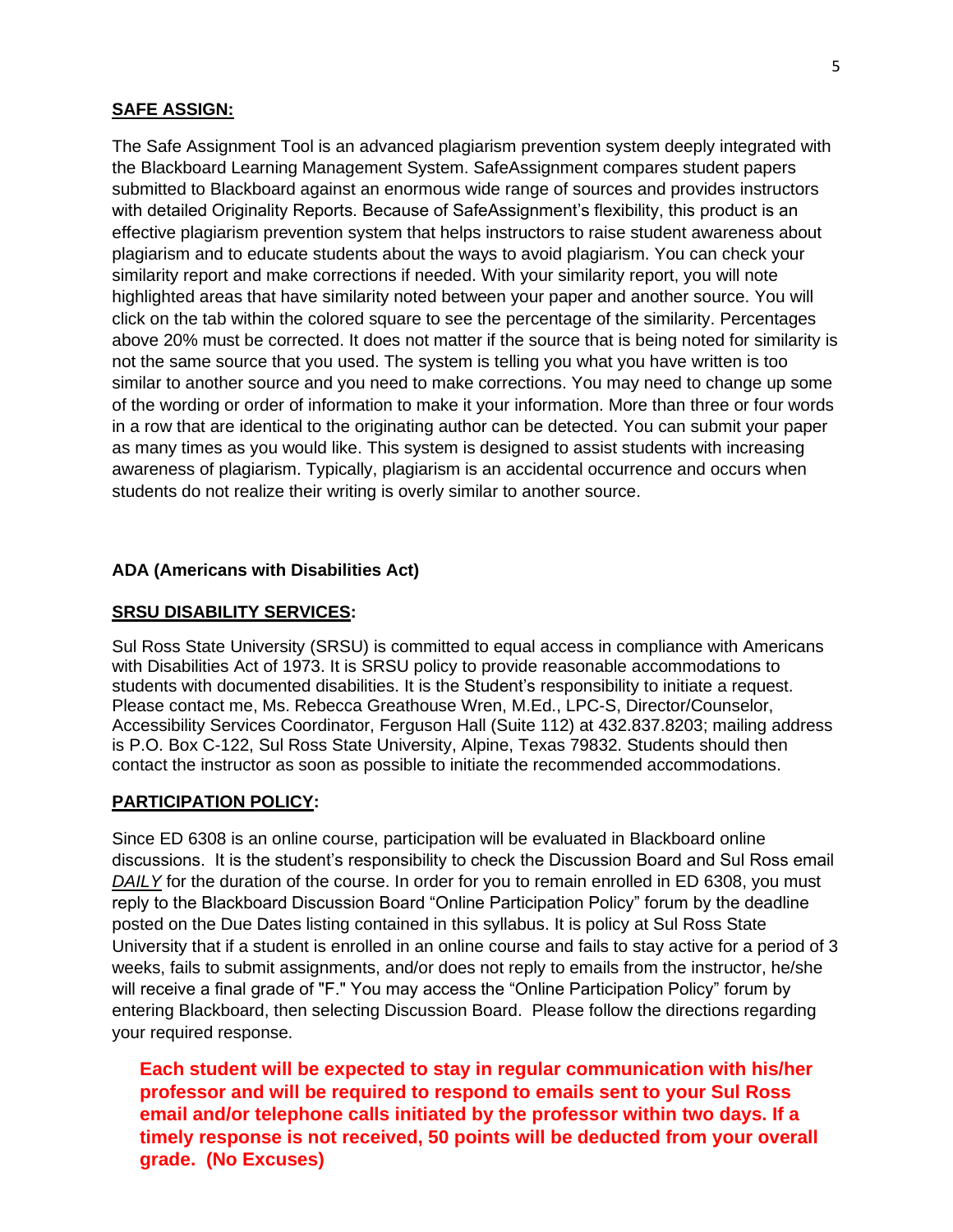## **SAFE ASSIGN:**

The Safe Assignment Tool is an advanced plagiarism prevention system deeply integrated with the Blackboard Learning Management System. SafeAssignment compares student papers submitted to Blackboard against an enormous wide range of sources and provides instructors with detailed Originality Reports. Because of SafeAssignment's flexibility, this product is an effective plagiarism prevention system that helps instructors to raise student awareness about plagiarism and to educate students about the ways to avoid plagiarism. You can check your similarity report and make corrections if needed. With your similarity report, you will note highlighted areas that have similarity noted between your paper and another source. You will click on the tab within the colored square to see the percentage of the similarity. Percentages above 20% must be corrected. It does not matter if the source that is being noted for similarity is not the same source that you used. The system is telling you what you have written is too similar to another source and you need to make corrections. You may need to change up some of the wording or order of information to make it your information. More than three or four words in a row that are identical to the originating author can be detected. You can submit your paper as many times as you would like. This system is designed to assist students with increasing awareness of plagiarism. Typically, plagiarism is an accidental occurrence and occurs when students do not realize their writing is overly similar to another source.

**ADA (Americans with Disabilities Act)**

## **SRSU DISABILITY SERVICES:**

Sul Ross State University (SRSU) is committed to equal access in compliance with Americans with Disabilities Act of 1973. It is SRSU policy to provide reasonable accommodations to students with documented disabilities. It is the Student's responsibility to initiate a request. Please contact me, Ms. Rebecca Greathouse Wren, M.Ed., LPC-S, Director/Counselor, Accessibility Services Coordinator, Ferguson Hall (Suite 112) at 432.837.8203; mailing address is P.O. Box C-122, Sul Ross State University, Alpine, Texas 79832. Students should then contact the instructor as soon as possible to initiate the recommended accommodations.

## **PARTICIPATION POLICY:**

Since ED 6308 is an online course, participation will be evaluated in Blackboard online discussions. It is the student's responsibility to check the Discussion Board and Sul Ross email ***DAILY*** for the duration of the course. In order for you to remain enrolled in ED 6308, you must reply to the Blackboard Discussion Board "Online Participation Policy" forum by the deadline posted on the Due Dates listing contained in this syllabus. It is policy at Sul Ross State University that if a student is enrolled in an online course and fails to stay active for a period of 3 weeks, fails to submit assignments, and/or does not reply to emails from the instructor, he/she will receive a final grade of "F." You may access the "Online Participation Policy" forum by entering Blackboard, then selecting Discussion Board. Please follow the directions regarding your required response.

**Each student will be expected to stay in regular communication with his/her professor and will be required to respond to emails sent to your Sul Ross email and/or telephone calls initiated by the professor within two days. If a timely response is not received, 50 points will be deducted from your overall grade. (No Excuses)**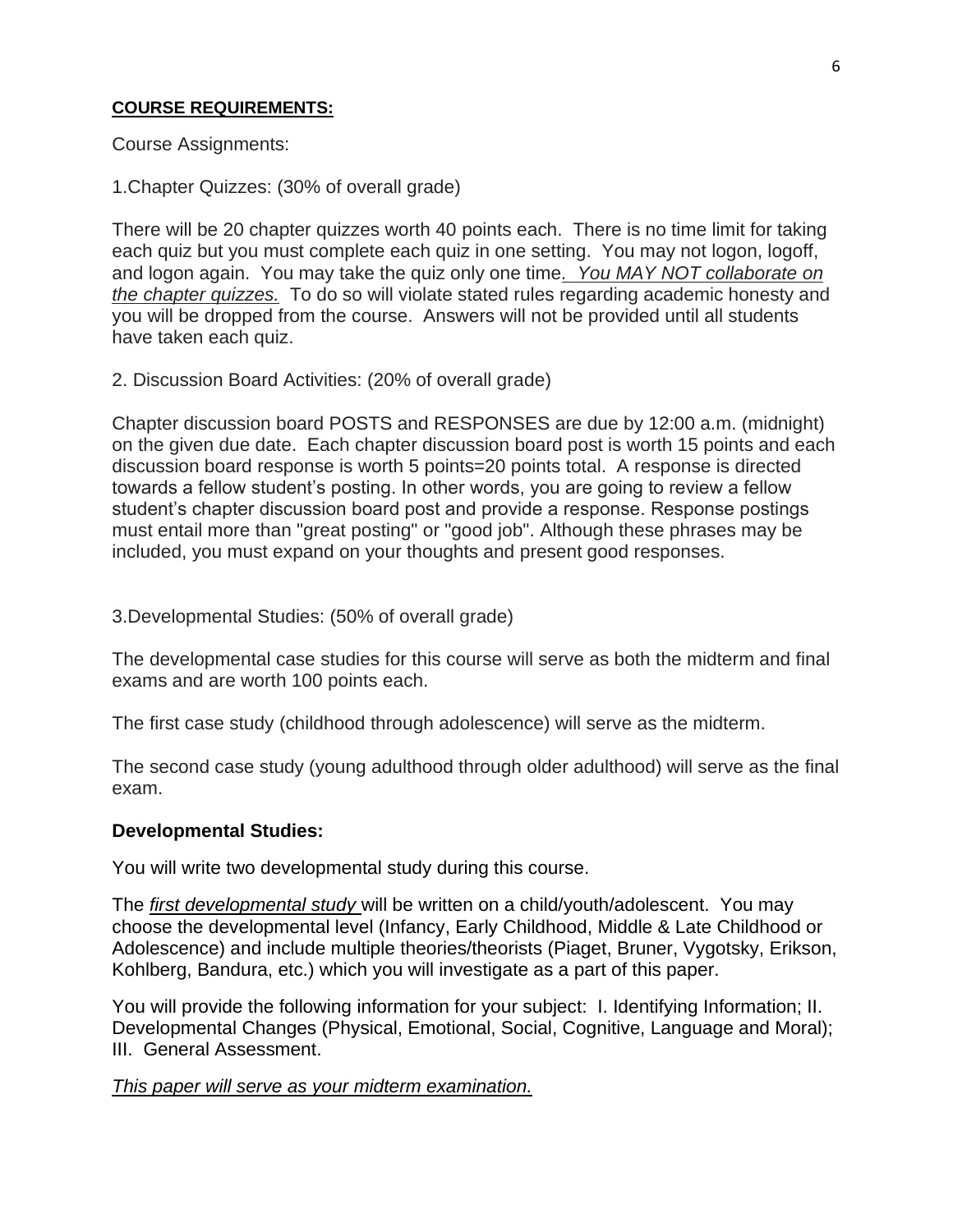**COURSE REQUIREMENTS:**

Course Assignments:

1.Chapter Quizzes: (30% of overall grade)

There will be 20 chapter quizzes worth 40 points each. There is no time limit for taking each quiz but you must complete each quiz in one setting. You may not logon, logoff, and logon again. You may take the quiz only one time. *You MAY NOT collaborate on the chapter quizzes.* To do so will violate stated rules regarding academic honesty and you will be dropped from the course. Answers will not be provided until all students have taken each quiz.

2. Discussion Board Activities: (20% of overall grade)

Chapter discussion board POSTS and RESPONSES are due by 12:00 a.m. (midnight) on the given due date. Each chapter discussion board post is worth 15 points and each discussion board response is worth 5 points=20 points total. A response is directed towards a fellow student's posting. In other words, you are going to review a fellow student's chapter discussion board post and provide a response. Response postings must entail more than "great posting" or "good job". Although these phrases may be included, you must expand on your thoughts and present good responses.

3.Developmental Studies: (50% of overall grade)

The developmental case studies for this course will serve as both the midterm and final exams and are worth 100 points each.

The first case study (childhood through adolescence) will serve as the midterm.

The second case study (young adulthood through older adulthood) will serve as the final exam.

**Developmental Studies:**

You will write two developmental study during this course.

The *first developmental study* will be written on a child/youth/adolescent. You may choose the developmental level (Infancy, Early Childhood, Middle & Late Childhood or Adolescence) and include multiple theories/theorists (Piaget, Bruner, Vygotsky, Erikson, Kohlberg, Bandura, etc.) which you will investigate as a part of this paper.

You will provide the following information for your subject: I. Identifying Information; II. Developmental Changes (Physical, Emotional, Social, Cognitive, Language and Moral); III. General Assessment.

*This paper will serve as your midterm examination.*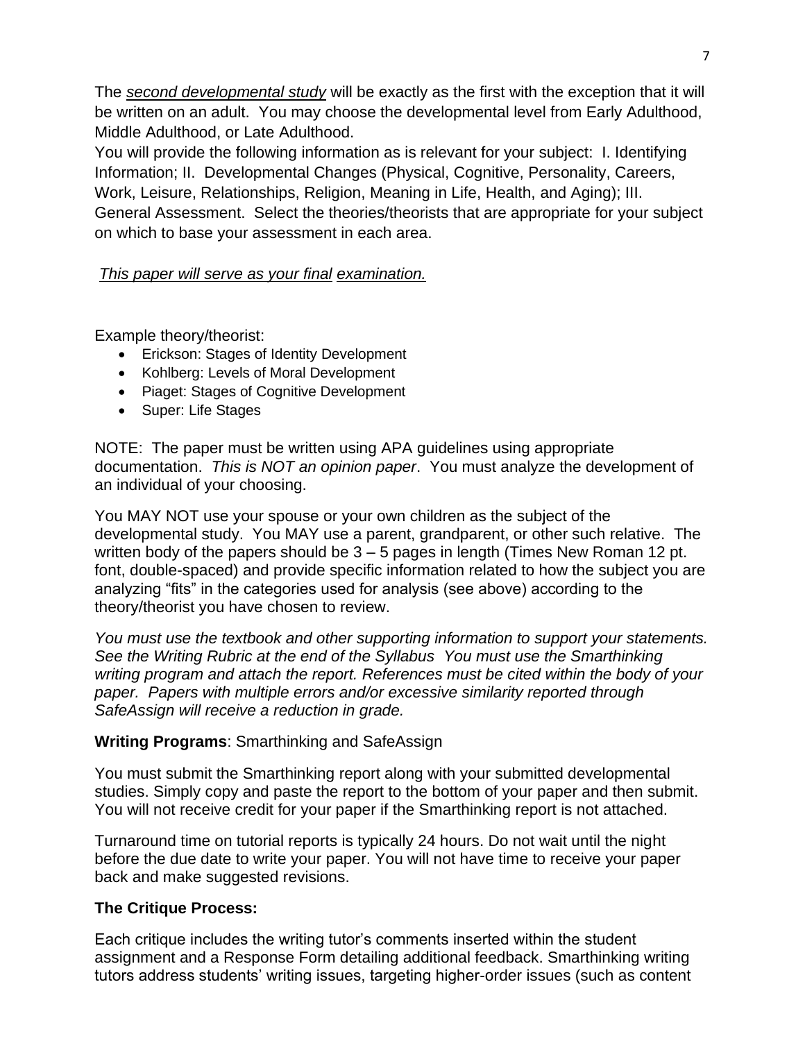The *second developmental study* will be exactly as the first with the exception that it will be written on an adult. You may choose the developmental level from Early Adulthood, Middle Adulthood, or Late Adulthood.

You will provide the following information as is relevant for your subject: I. Identifying Information; II. Developmental Changes (Physical, Cognitive, Personality, Careers, Work, Leisure, Relationships, Religion, Meaning in Life, Health, and Aging); III. General Assessment. Select the theories/theorists that are appropriate for your subject on which to base your assessment in each area.

*This paper will serve as your final examination.*

Example theory/theorist:

- Erickson: Stages of Identity Development
- Kohlberg: Levels of Moral Development
- Piaget: Stages of Cognitive Development
- Super: Life Stages

NOTE: The paper must be written using APA guidelines using appropriate documentation. *This is NOT an opinion paper*. You must analyze the development of an individual of your choosing.

You MAY NOT use your spouse or your own children as the subject of the developmental study. You MAY use a parent, grandparent, or other such relative. The written body of the papers should be 3 – 5 pages in length (Times New Roman 12 pt. font, double-spaced) and provide specific information related to how the subject you are analyzing "fits" in the categories used for analysis (see above) according to the theory/theorist you have chosen to review.

*You must use the textbook and other supporting information to support your statements. See the Writing Rubric at the end of the Syllabus You must use the Smarthinking writing program and attach the report. References must be cited within the body of your paper. Papers with multiple errors and/or excessive similarity reported through SafeAssign will receive a reduction in grade.*

**Writing Programs**: Smarthinking and SafeAssign

You must submit the Smarthinking report along with your submitted developmental studies. Simply copy and paste the report to the bottom of your paper and then submit. You will not receive credit for your paper if the Smarthinking report is not attached.

Turnaround time on tutorial reports is typically 24 hours. Do not wait until the night before the due date to write your paper. You will not have time to receive your paper back and make suggested revisions.

**The Critique Process:**

Each critique includes the writing tutor's comments inserted within the student assignment and a Response Form detailing additional feedback. Smarthinking writing tutors address students' writing issues, targeting higher-order issues (such as content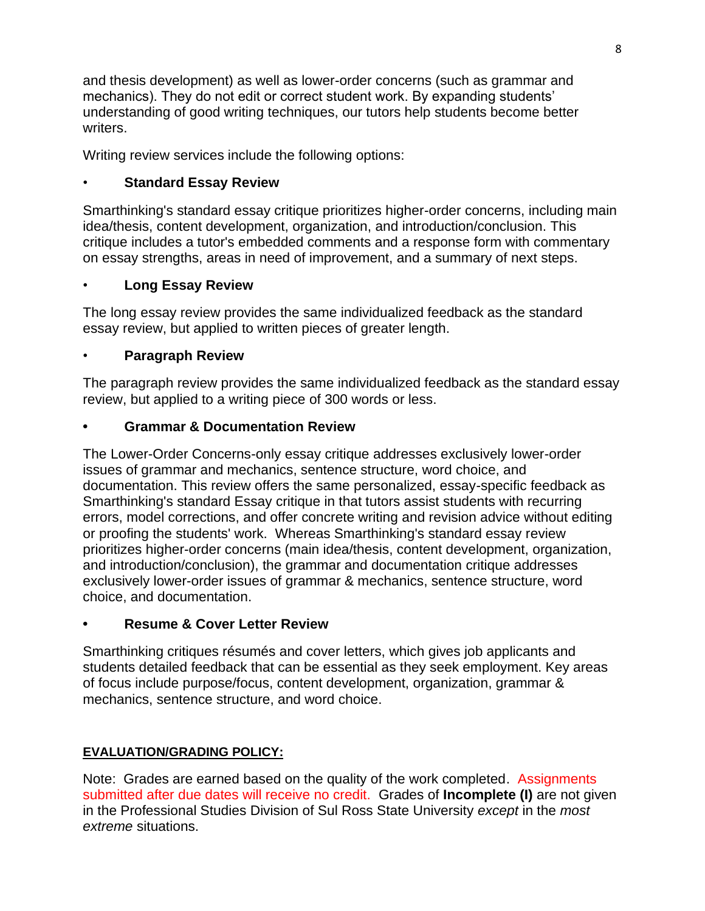and thesis development) as well as lower-order concerns (such as grammar and mechanics). They do not edit or correct student work. By expanding students' understanding of good writing techniques, our tutors help students become better writers.

Writing review services include the following options:

- **Standard Essay Review**

Smarthinking's standard essay critique prioritizes higher-order concerns, including main idea/thesis, content development, organization, and introduction/conclusion. This critique includes a tutor's embedded comments and a response form with commentary on essay strengths, areas in need of improvement, and a summary of next steps.

- **Long Essay Review**

The long essay review provides the same individualized feedback as the standard essay review, but applied to written pieces of greater length.

- **Paragraph Review**

The paragraph review provides the same individualized feedback as the standard essay review, but applied to a writing piece of 300 words or less.

- **Grammar & Documentation Review**

The Lower-Order Concerns-only essay critique addresses exclusively lower-order issues of grammar and mechanics, sentence structure, word choice, and documentation. This review offers the same personalized, essay-specific feedback as Smarthinking's standard Essay critique in that tutors assist students with recurring errors, model corrections, and offer concrete writing and revision advice without editing or proofing the students' work. Whereas Smarthinking's standard essay review prioritizes higher-order concerns (main idea/thesis, content development, organization, and introduction/conclusion), the grammar and documentation critique addresses exclusively lower-order issues of grammar & mechanics, sentence structure, word choice, and documentation.

- **Resume & Cover Letter Review**

Smarthinking critiques résumés and cover letters, which gives job applicants and students detailed feedback that can be essential as they seek employment. Key areas of focus include purpose/focus, content development, organization, grammar & mechanics, sentence structure, and word choice.

## EVALUATION/GRADING POLICY:

Note: Grades are earned based on the quality of the work completed. Assignments submitted after due dates will receive no credit. Grades of **Incomplete (I)** are not given in the Professional Studies Division of Sul Ross State University *except* in the *most extreme* situations.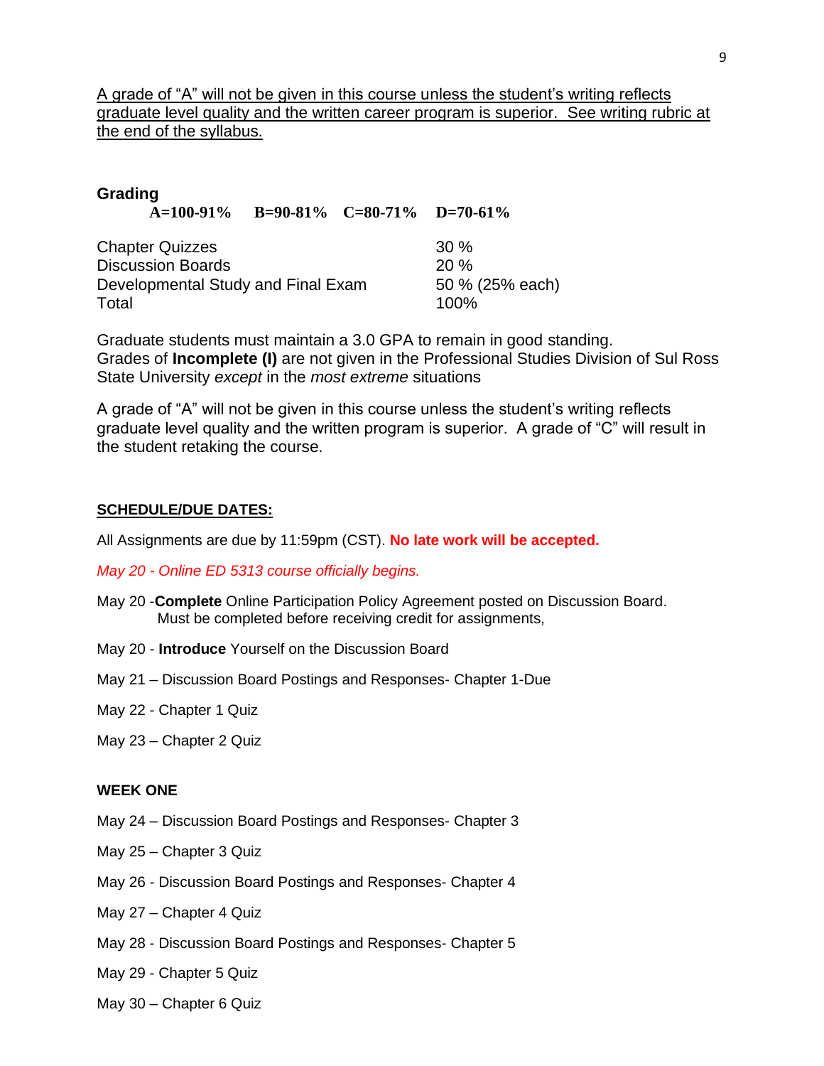<u>A grade of "A" will not be given in this course unless the student's writing reflects graduate level quality and the written career program is superior. See writing rubric at the end of the syllabus.</u>

**Grading**

**A=100-91% B=90-81% C=80-71% D=70-61%**

| | |
|---|---|
| Chapter Quizzes | 30 % |
| Discussion Boards | 20 % |
| Developmental Study and Final Exam | 50 % (25% each) |
| Total | 100% |

Graduate students must maintain a 3.0 GPA to remain in good standing.
Grades of **Incomplete (I)** are not given in the Professional Studies Division of Sul Ross State University *except* in the *most extreme* situations

A grade of "A" will not be given in this course unless the student's writing reflects graduate level quality and the written program is superior. A grade of "C" will result in the student retaking the course.

**<u>SCHEDULE/DUE DATES:</u>**

All Assignments are due by 11:59pm (CST). **No late work will be accepted.**

*May 20 - Online ED 5313 course officially begins.*

May 20 -**Complete** Online Participation Policy Agreement posted on Discussion Board. Must be completed before receiving credit for assignments,

May 20 - **Introduce** Yourself on the Discussion Board

May 21 – Discussion Board Postings and Responses- Chapter 1-Due

May 22 - Chapter 1 Quiz

May 23 – Chapter 2 Quiz

**WEEK ONE**

May 24 – Discussion Board Postings and Responses- Chapter 3

May 25 – Chapter 3 Quiz

May 26 - Discussion Board Postings and Responses- Chapter 4

May 27 – Chapter 4 Quiz

May 28 - Discussion Board Postings and Responses- Chapter 5

May 29 - Chapter 5 Quiz

May 30 – Chapter 6 Quiz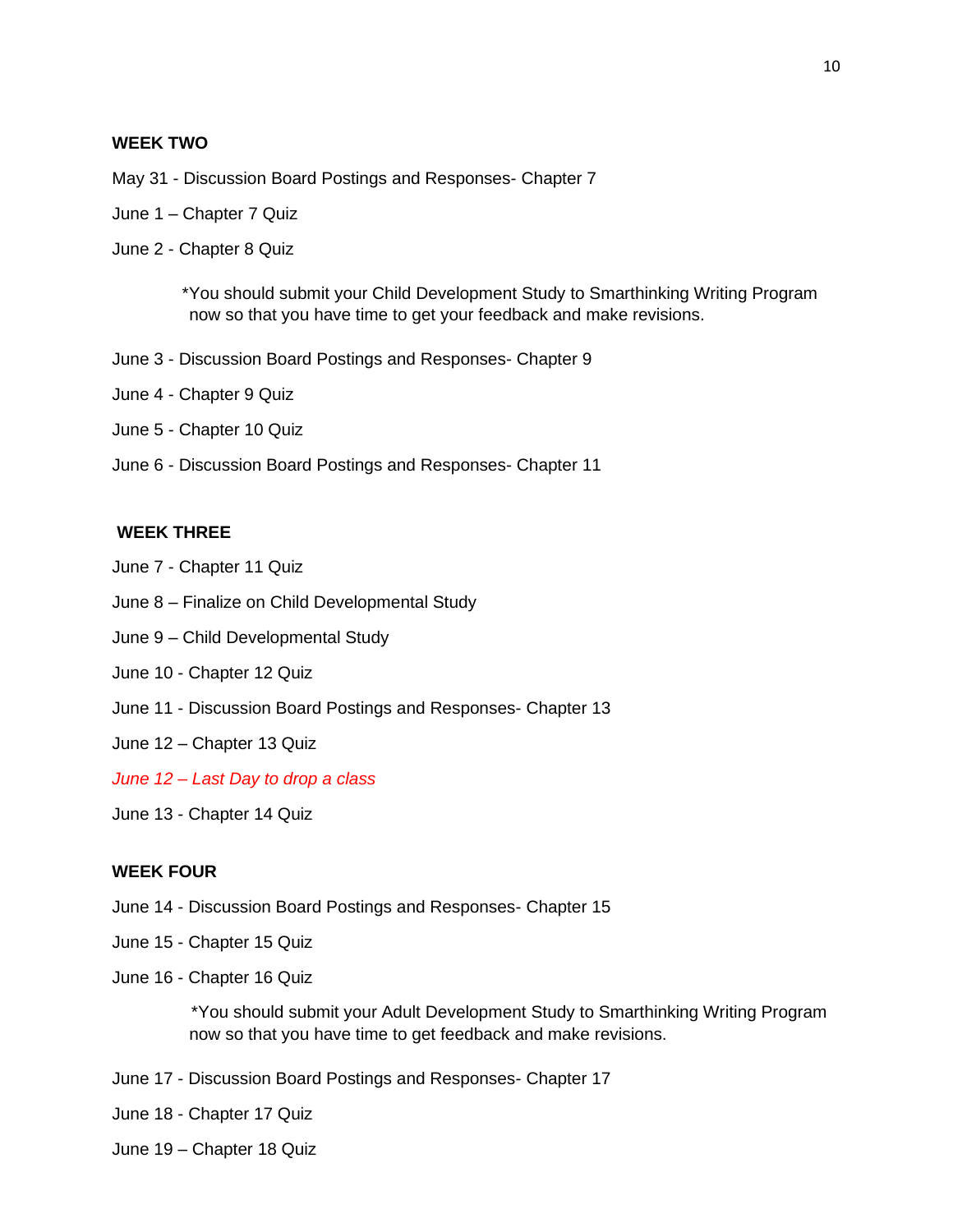**WEEK TWO**

May 31 - Discussion Board Postings and Responses- Chapter 7

June 1 – Chapter 7 Quiz

June 2 - Chapter 8 Quiz

> *You should submit your Child Development Study to Smarthinking Writing Program now so that you have time to get your feedback and make revisions.

June 3 - Discussion Board Postings and Responses- Chapter 9

June 4 - Chapter 9 Quiz

June 5 - Chapter 10 Quiz

June 6 - Discussion Board Postings and Responses- Chapter 11

**WEEK THREE**

June 7 - Chapter 11 Quiz

June 8 – Finalize on Child Developmental Study

June 9 – Child Developmental Study

June 10 - Chapter 12 Quiz

June 11 - Discussion Board Postings and Responses- Chapter 13

June 12 – Chapter 13 Quiz

*June 12 – Last Day to drop a class*

June 13 - Chapter 14 Quiz

**WEEK FOUR**

June 14 - Discussion Board Postings and Responses- Chapter 15

June 15 - Chapter 15 Quiz

June 16 - Chapter 16 Quiz

> *You should submit your Adult Development Study to Smarthinking Writing Program now so that you have time to get feedback and make revisions.

June 17 - Discussion Board Postings and Responses- Chapter 17

June 18 - Chapter 17 Quiz

June 19 – Chapter 18 Quiz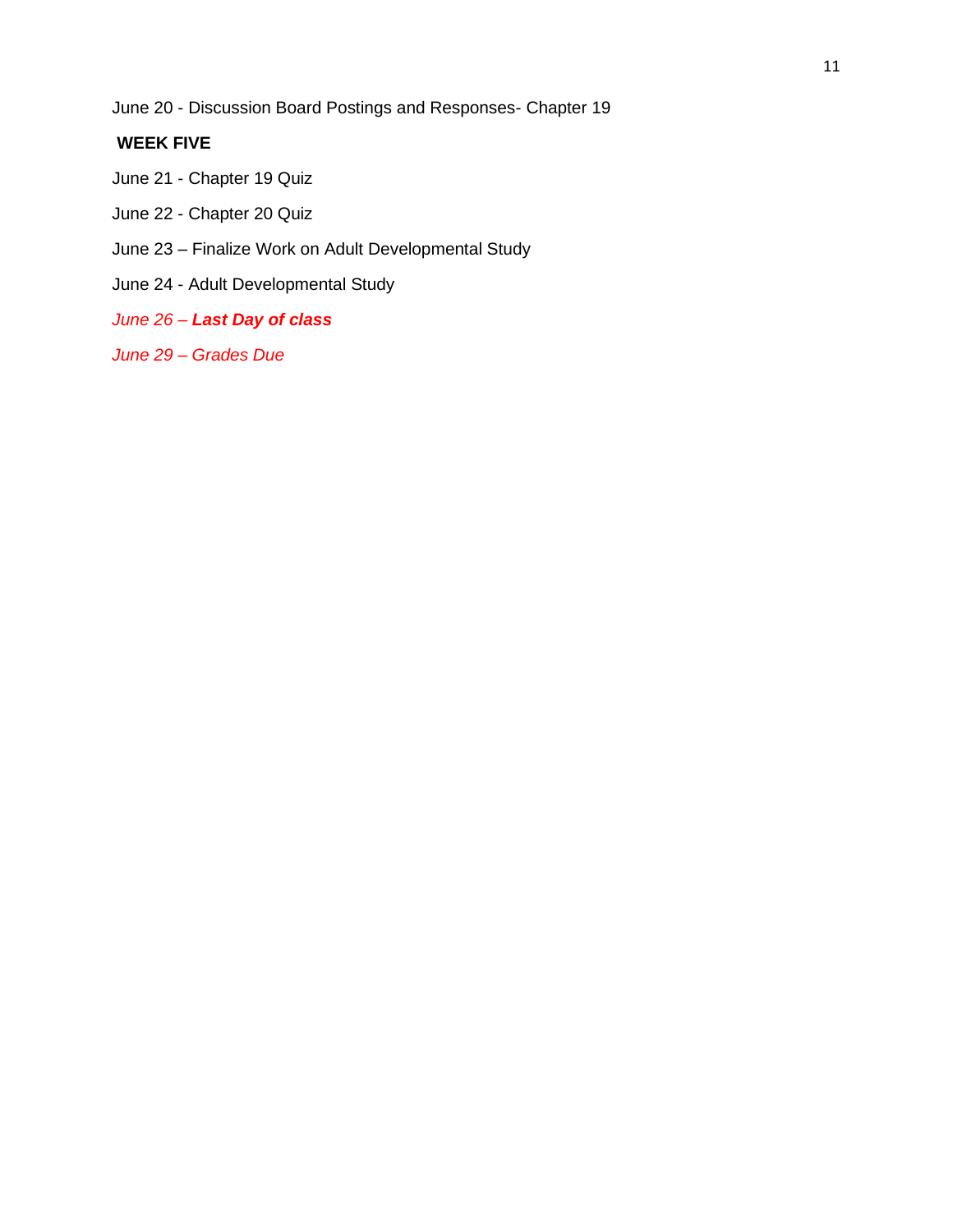June 20 - Discussion Board Postings and Responses- Chapter 19

**WEEK FIVE**

June 21 - Chapter 19 Quiz

June 22 - Chapter 20 Quiz

June 23 – Finalize Work on Adult Developmental Study

June 24 - Adult Developmental Study

*June 26 – **Last Day of class***

*June 29 – Grades Due*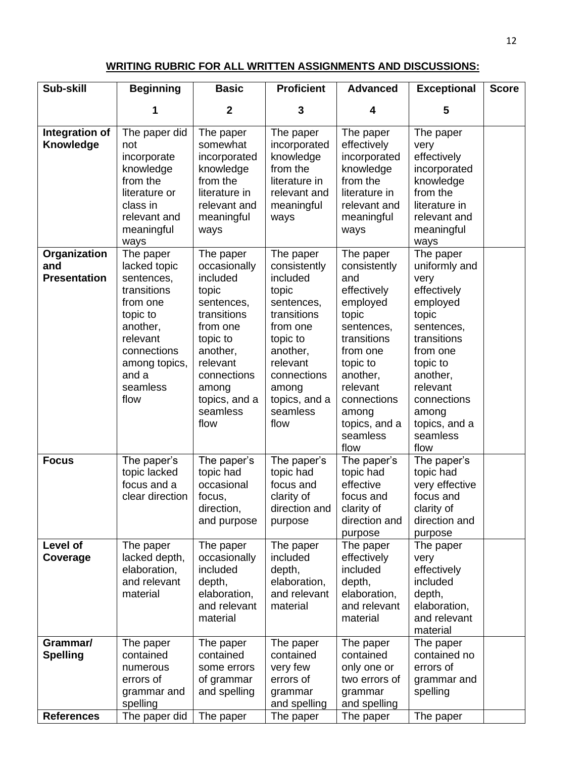**WRITING RUBRIC FOR ALL WRITTEN ASSIGNMENTS AND DISCUSSIONS:**

| Sub-skill | Beginning<br><br>1 | Basic<br><br>2 | Proficient<br><br>3 | Advanced<br><br>4 | Exceptional<br><br>5 | Score |
|---|---|---|---|---|---|---|
| **Integration of Knowledge** | The paper did not incorporate knowledge from the literature or class in relevant and meaningful ways | The paper somewhat incorporated knowledge from the literature in relevant and meaningful ways | The paper incorporated knowledge from the literature in relevant and meaningful ways | The paper effectively incorporated knowledge from the literature in relevant and meaningful ways | The paper very effectively incorporated knowledge from the literature in relevant and meaningful ways | |
| **Organization and Presentation** | The paper lacked topic sentences, transitions from one topic to another, relevant connections among topics, and a seamless flow | The paper occasionally included topic sentences, transitions from one topic to another, relevant connections among topics, and a seamless flow | The paper consistently included topic sentences, transitions from one topic to another, relevant connections among topics, and a seamless flow | The paper consistently and effectively employed topic sentences, transitions from one topic to another, relevant connections among topics, and a seamless flow | The paper uniformly and very effectively employed topic sentences, transitions from one topic to another, relevant connections among topics, and a seamless flow | |
| **Focus** | The paper's topic lacked focus and a clear direction | The paper's topic had occasional focus, direction, and purpose | The paper's topic had focus and clarity of direction and purpose | The paper's topic had effective focus and clarity of direction and purpose | The paper's topic had very effective focus and clarity of direction and purpose | |
| **Level of Coverage** | The paper lacked depth, elaboration, and relevant material | The paper occasionally included depth, elaboration, and relevant material | The paper included depth, elaboration, and relevant material | The paper effectively included depth, elaboration, and relevant material | The paper very effectively included depth, elaboration, and relevant material | |
| **Grammar/ Spelling** | The paper contained numerous errors of grammar and spelling | The paper contained some errors of grammar and spelling | The paper contained very few errors of grammar and spelling | The paper contained only one or two errors of grammar and spelling | The paper contained no errors of grammar and spelling | |
| **References** | The paper did | The paper | The paper | The paper | The paper | |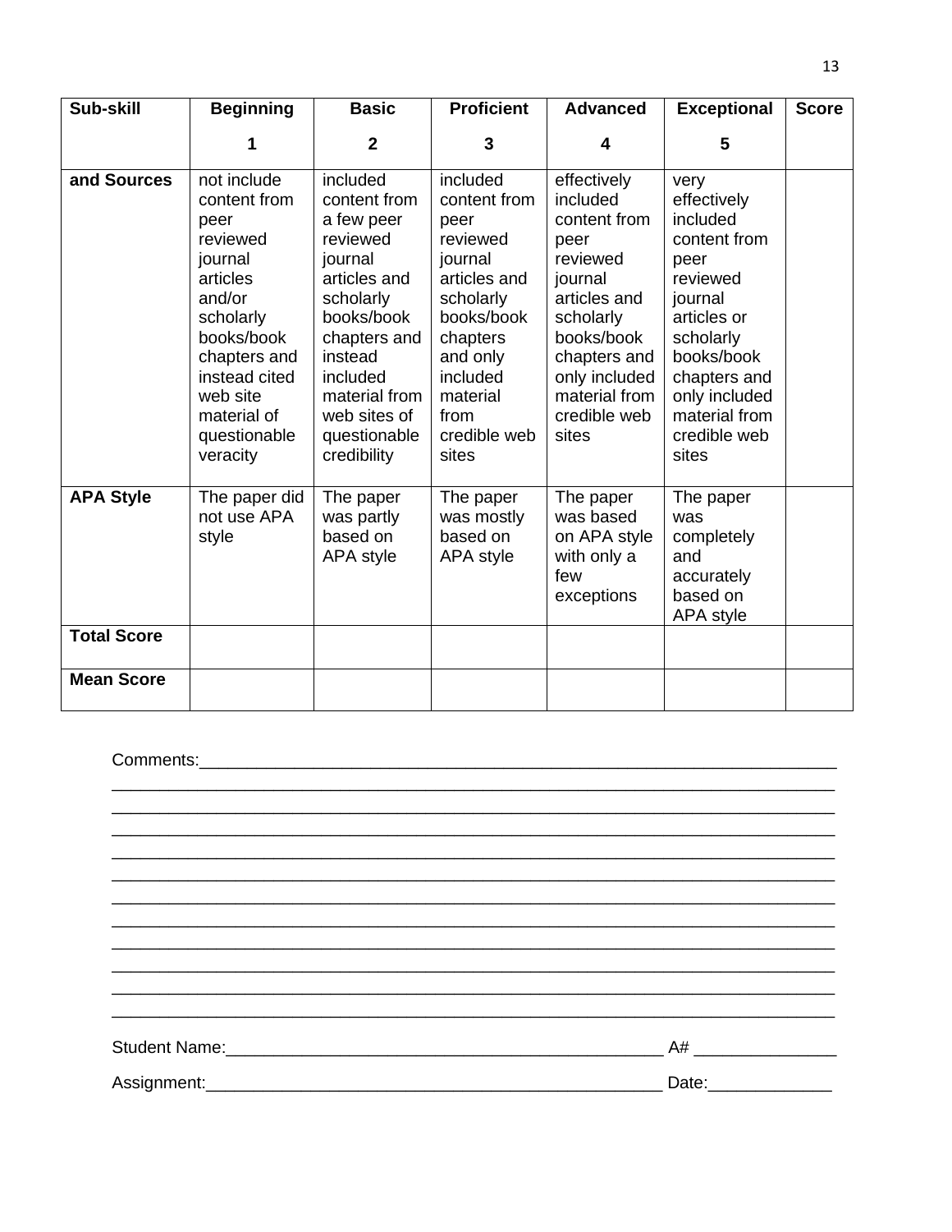| Sub-skill | Beginning<br><br>1 | Basic<br><br>2 | Proficient<br><br>3 | Advanced<br><br>4 | Exceptional<br><br>5 | Score |
|---|---|---|---|---|---|---|
| **and Sources** | not include content from peer reviewed journal articles and/or scholarly books/book chapters and instead cited web site material of questionable veracity | included content from a few peer reviewed journal articles and scholarly books/book chapters and instead included material from web sites of questionable credibility | included content from peer reviewed journal articles and scholarly books/book chapters and only included material from credible web sites | effectively included content from peer reviewed journal articles and scholarly books/book chapters and only included material from credible web sites | very effectively included content from peer reviewed journal articles or scholarly books/book chapters and only included material from credible web sites | |
| **APA Style** | The paper did not use APA style | The paper was partly based on APA style | The paper was mostly based on APA style | The paper was based on APA style with only a few exceptions | The paper was completely and accurately based on APA style | |
| **Total Score** | | | | | | |
| **Mean Score** | | | | | | |

Comments:_______________________________________________________________
___________________________________________________________________________
___________________________________________________________________________
___________________________________________________________________________
___________________________________________________________________________
___________________________________________________________________________
___________________________________________________________________________
___________________________________________________________________________
___________________________________________________________________________
___________________________________________________________________________
___________________________________________________________________________
___________________________________________________________________________

Student Name:_______________________________________________ A# ______________

Assignment:________________________________________________ Date:____________